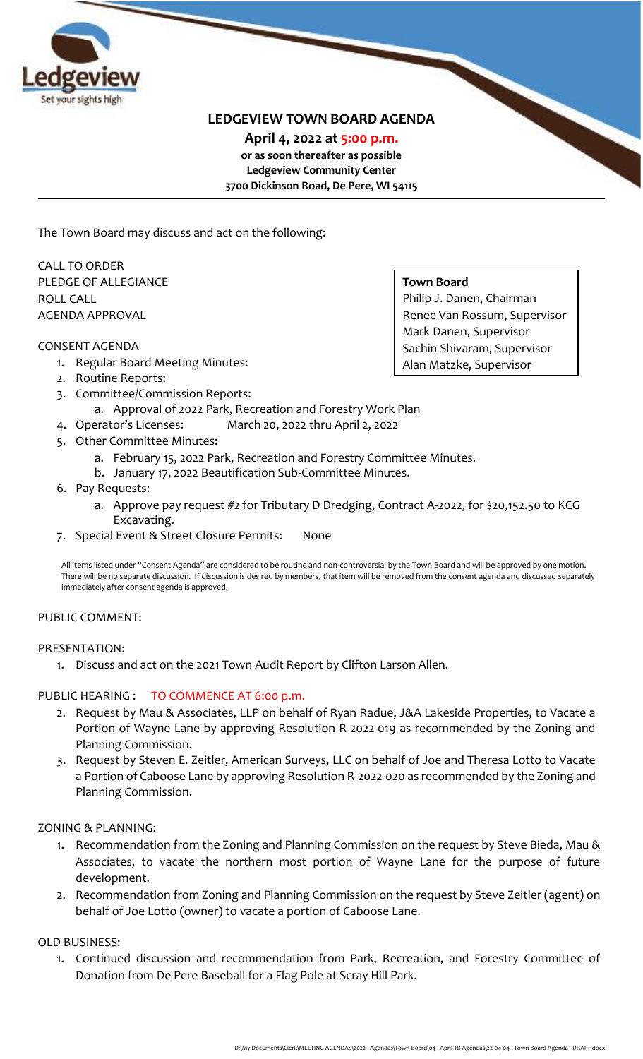Ledgeview
Set your sights high

# LEDGEVIEW TOWN BOARD AGENDA

**April 4, 2022 at 5:00 p.m.**
**or as soon thereafter as possible**
**Ledgeview Community Center**
**3700 Dickinson Road, De Pere, WI 54115**

---

The Town Board may discuss and act on the following:

**Town Board**
Philip J. Danen, Chairman
Renee Van Rossum, Supervisor
Mark Danen, Supervisor
Sachin Shivaram, Supervisor
Alan Matzke, Supervisor

CALL TO ORDER
PLEDGE OF ALLEGIANCE
ROLL CALL
AGENDA APPROVAL

CONSENT AGENDA

1. Regular Board Meeting Minutes:
2. Routine Reports:
3. Committee/Commission Reports:
   a. Approval of 2022 Park, Recreation and Forestry Work Plan
4. Operator's Licenses: March 20, 2022 thru April 2, 2022
5. Other Committee Minutes:
   a. February 15, 2022 Park, Recreation and Forestry Committee Minutes.
   b. January 17, 2022 Beautification Sub-Committee Minutes.
6. Pay Requests:
   a. Approve pay request #2 for Tributary D Dredging, Contract A-2022, for $20,152.50 to KCG Excavating.
7. Special Event & Street Closure Permits: None

All items listed under "Consent Agenda" are considered to be routine and non-controversial by the Town Board and will be approved by one motion. There will be no separate discussion. If discussion is desired by members, that item will be removed from the consent agenda and discussed separately immediately after consent agenda is approved.

PUBLIC COMMENT:

PRESENTATION:

1. Discuss and act on the 2021 Town Audit Report by Clifton Larson Allen.

PUBLIC HEARING : TO COMMENCE AT 6:00 p.m.

2. Request by Mau & Associates, LLP on behalf of Ryan Radue, J&A Lakeside Properties, to Vacate a Portion of Wayne Lane by approving Resolution R-2022-019 as recommended by the Zoning and Planning Commission.
3. Request by Steven E. Zeitler, American Surveys, LLC on behalf of Joe and Theresa Lotto to Vacate a Portion of Caboose Lane by approving Resolution R-2022-020 as recommended by the Zoning and Planning Commission.

ZONING & PLANNING:

1. Recommendation from the Zoning and Planning Commission on the request by Steve Bieda, Mau & Associates, to vacate the northern most portion of Wayne Lane for the purpose of future development.
2. Recommendation from Zoning and Planning Commission on the request by Steve Zeitler (agent) on behalf of Joe Lotto (owner) to vacate a portion of Caboose Lane.

OLD BUSINESS:

1. Continued discussion and recommendation from Park, Recreation, and Forestry Committee of Donation from De Pere Baseball for a Flag Pole at Scray Hill Park.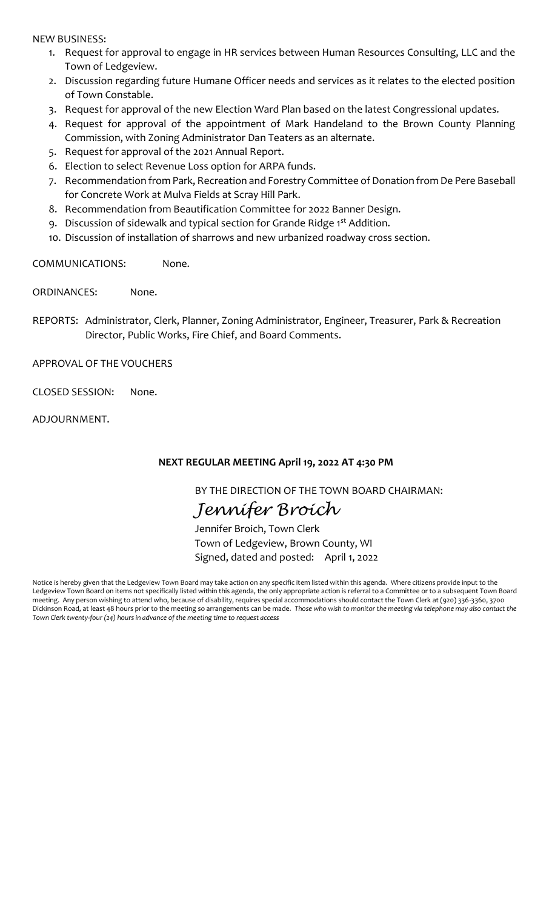NEW BUSINESS:

1. Request for approval to engage in HR services between Human Resources Consulting, LLC and the Town of Ledgeview.
2. Discussion regarding future Humane Officer needs and services as it relates to the elected position of Town Constable.
3. Request for approval of the new Election Ward Plan based on the latest Congressional updates.
4. Request for approval of the appointment of Mark Handeland to the Brown County Planning Commission, with Zoning Administrator Dan Teaters as an alternate.
5. Request for approval of the 2021 Annual Report.
6. Election to select Revenue Loss option for ARPA funds.
7. Recommendation from Park, Recreation and Forestry Committee of Donation from De Pere Baseball for Concrete Work at Mulva Fields at Scray Hill Park.
8. Recommendation from Beautification Committee for 2022 Banner Design.
9. Discussion of sidewalk and typical section for Grande Ridge 1st Addition.
10. Discussion of installation of sharrows and new urbanized roadway cross section.

COMMUNICATIONS: None.

ORDINANCES: None.

REPORTS: Administrator, Clerk, Planner, Zoning Administrator, Engineer, Treasurer, Park & Recreation Director, Public Works, Fire Chief, and Board Comments.

APPROVAL OF THE VOUCHERS

CLOSED SESSION: None.

ADJOURNMENT.

**NEXT REGULAR MEETING April 19, 2022 AT 4:30 PM**

BY THE DIRECTION OF THE TOWN BOARD CHAIRMAN:

*Jennifer Broich*

Jennifer Broich, Town Clerk
Town of Ledgeview, Brown County, WI
Signed, dated and posted: April 1, 2022

Notice is hereby given that the Ledgeview Town Board may take action on any specific item listed within this agenda. Where citizens provide input to the Ledgeview Town Board on items not specifically listed within this agenda, the only appropriate action is referral to a Committee or to a subsequent Town Board meeting. Any person wishing to attend who, because of disability, requires special accommodations should contact the Town Clerk at (920) 336-3360, 3700 Dickinson Road, at least 48 hours prior to the meeting so arrangements can be made. *Those who wish to monitor the meeting via telephone may also contact the Town Clerk twenty-four (24) hours in advance of the meeting time to request access*